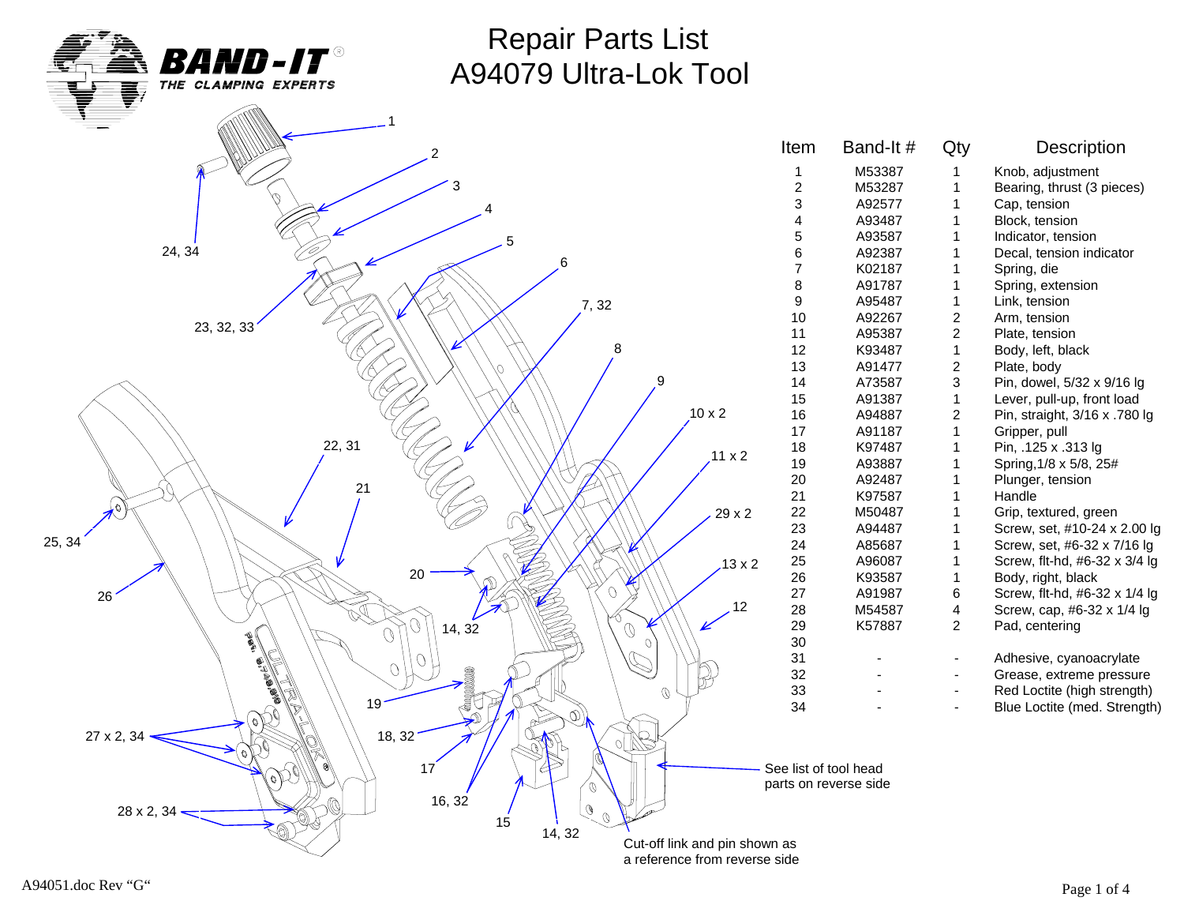# Repair Parts List
# A94079 Ultra-Lok Tool

| Item | Band-It # | Qty | Description |
|---|---|---|---|
| 1 | M53387 | 1 | Knob, adjustment |
| 2 | M53287 | 1 | Bearing, thrust (3 pieces) |
| 3 | A92577 | 1 | Cap, tension |
| 4 | A93487 | 1 | Block, tension |
| 5 | A93587 | 1 | Indicator, tension |
| 6 | A92387 | 1 | Decal, tension indicator |
| 7 | K02187 | 1 | Spring, die |
| 8 | A91787 | 1 | Spring, extension |
| 9 | A95487 | 1 | Link, tension |
| 10 | A92267 | 2 | Arm, tension |
| 11 | A95387 | 2 | Plate, tension |
| 12 | K93487 | 1 | Body, left, black |
| 13 | A91477 | 2 | Plate, body |
| 14 | A73587 | 3 | Pin, dowel, 5/32 x 9/16 lg |
| 15 | A91387 | 1 | Lever, pull-up, front load |
| 16 | A94887 | 2 | Pin, straight, 3/16 x .780 lg |
| 17 | A91187 | 1 | Gripper, pull |
| 18 | K97487 | 1 | Pin, .125 x .313 lg |
| 19 | A93887 | 1 | Spring,1/8 x 5/8, 25# |
| 20 | A92487 | 1 | Plunger, tension |
| 21 | K97587 | 1 | Handle |
| 22 | M50487 | 1 | Grip, textured, green |
| 23 | A94487 | 1 | Screw, set, #10-24 x 2.00 lg |
| 24 | A85687 | 1 | Screw, set, #6-32 x 7/16 lg |
| 25 | A96087 | 1 | Screw, flt-hd, #6-32 x 3/4 lg |
| 26 | K93587 | 1 | Body, right, black |
| 27 | A91987 | 6 | Screw, flt-hd, #6-32 x 1/4 lg |
| 28 | M54587 | 4 | Screw, cap, #6-32 x 1/4 lg |
| 29 | K57887 | 2 | Pad, centering |
| 30 | | | |
| 31 | - | - | Adhesive, cyanoacrylate |
| 32 | - | - | Grease, extreme pressure |
| 33 | - | - | Red Loctite (high strength) |
| 34 | - | - | Blue Loctite (med. Strength) |

See list of tool head parts on reverse side

Cut-off link and pin shown as a reference from reverse side

A94051.doc Rev "G"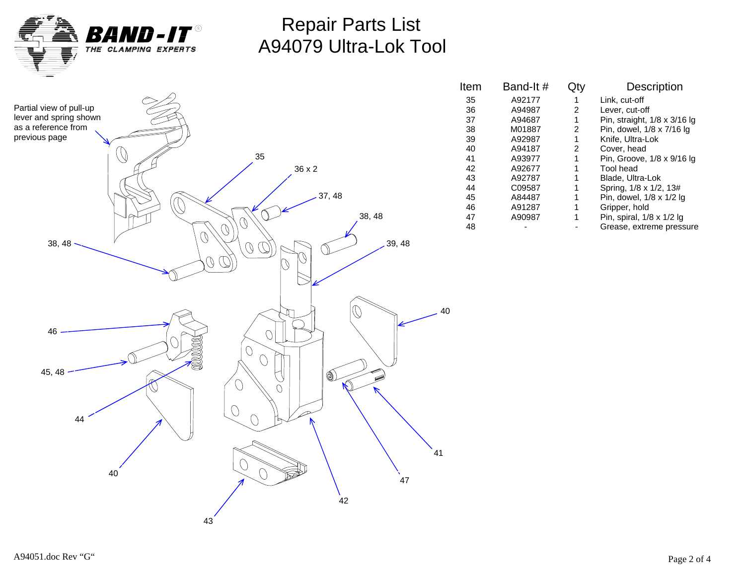# Repair Parts List
# A94079 Ultra-Lok Tool

Partial view of pull-up lever and spring shown as a reference from previous page

| Item | Band-It # | Qty | Description |
|---|---|---|---|
| 35 | A92177 | 1 | Link, cut-off |
| 36 | A94987 | 2 | Lever, cut-off |
| 37 | A94687 | 1 | Pin, straight, 1/8 x 3/16 lg |
| 38 | M01887 | 2 | Pin, dowel, 1/8 x 7/16 lg |
| 39 | A92987 | 1 | Knife, Ultra-Lok |
| 40 | A94187 | 2 | Cover, head |
| 41 | A93977 | 1 | Pin, Groove, 1/8 x 9/16 lg |
| 42 | A92677 | 1 | Tool head |
| 43 | A92787 | 1 | Blade, Ultra-Lok |
| 44 | C09587 | 1 | Spring, 1/8 x 1/2, 13# |
| 45 | A84487 | 1 | Pin, dowel, 1/8 x 1/2 lg |
| 46 | A91287 | 1 | Gripper, hold |
| 47 | A90987 | 1 | Pin, spiral, 1/8 x 1/2 lg |
| 48 | - | - | Grease, extreme pressure |

A94051.doc Rev "G"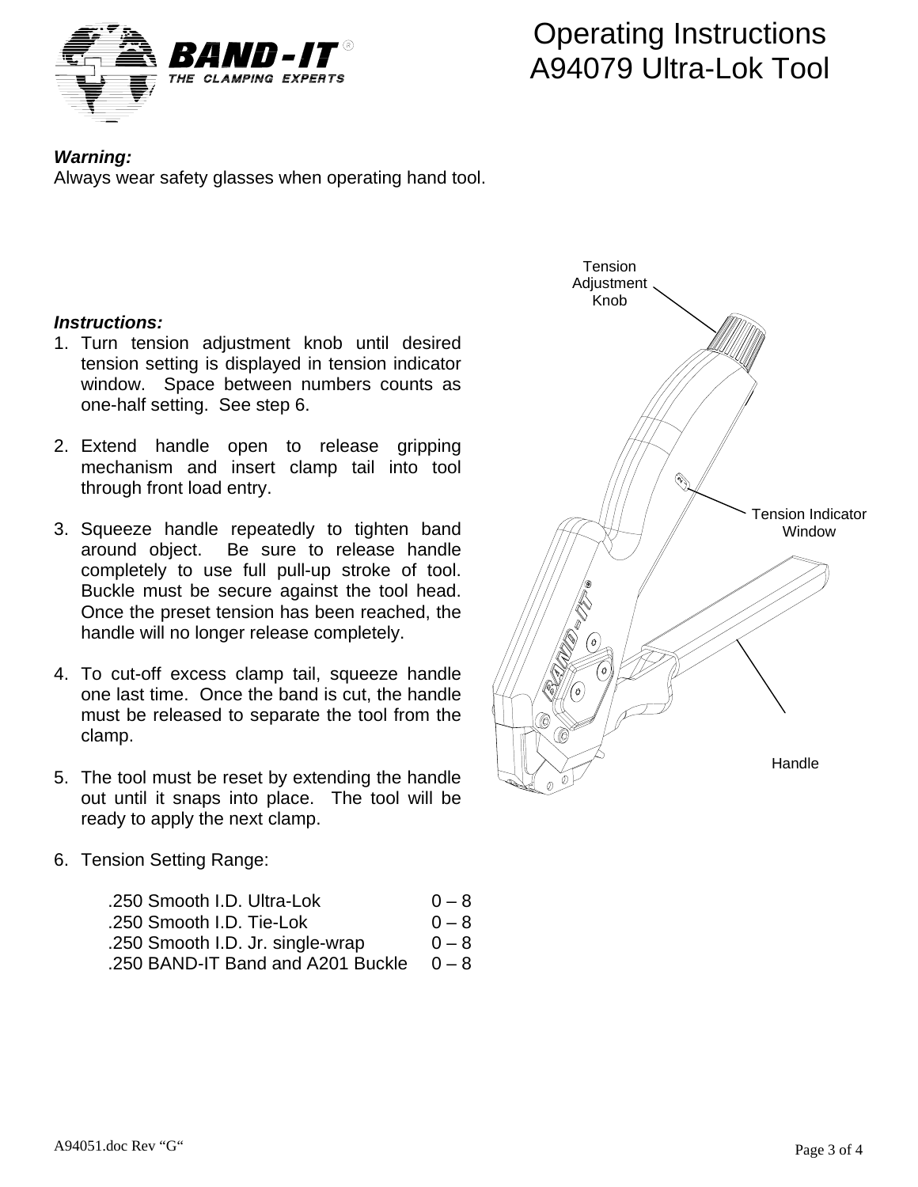# Operating Instructions
# A94079 Ultra-Lok Tool

***Warning:***
Always wear safety glasses when operating hand tool.

***Instructions:***

1. Turn tension adjustment knob until desired tension setting is displayed in tension indicator window. Space between numbers counts as one-half setting. See step 6.

2. Extend handle open to release gripping mechanism and insert clamp tail into tool through front load entry.

3. Squeeze handle repeatedly to tighten band around object. Be sure to release handle completely to use full pull-up stroke of tool. Buckle must be secure against the tool head. Once the preset tension has been reached, the handle will no longer release completely.

4. To cut-off excess clamp tail, squeeze handle one last time. Once the band is cut, the handle must be released to separate the tool from the clamp.

5. The tool must be reset by extending the handle out until it snaps into place. The tool will be ready to apply the next clamp.

6. Tension Setting Range:

| | |
|---|---|
| .250 Smooth I.D. Ultra-Lok | 0 – 8 |
| .250 Smooth I.D. Tie-Lok | 0 – 8 |
| .250 Smooth I.D. Jr. single-wrap | 0 – 8 |
| .250 BAND-IT Band and A201 Buckle | 0 – 8 |

Tension Adjustment Knob

Tension Indicator Window

Handle

A94051.doc Rev "G"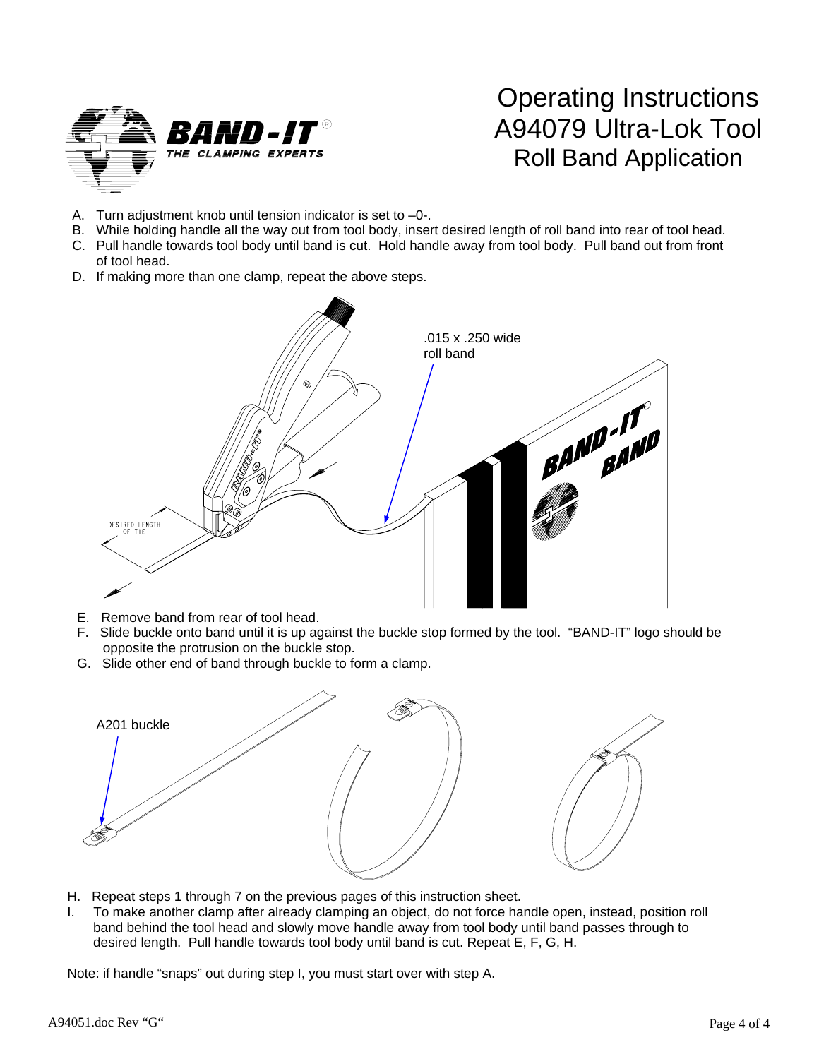# Operating Instructions
## A94079 Ultra-Lok Tool
### Roll Band Application

A. Turn adjustment knob until tension indicator is set to –0-.
B. While holding handle all the way out from tool body, insert desired length of roll band into rear of tool head.
C. Pull handle towards tool body until band is cut. Hold handle away from tool body. Pull band out from front of tool head.
D. If making more than one clamp, repeat the above steps.

.015 x .250 wide roll band

DESIRED LENGTH OF TIE

E. Remove band from rear of tool head.
F. Slide buckle onto band until it is up against the buckle stop formed by the tool. "BAND-IT" logo should be opposite the protrusion on the buckle stop.
G. Slide other end of band through buckle to form a clamp.

A201 buckle

H. Repeat steps 1 through 7 on the previous pages of this instruction sheet.
I. To make another clamp after already clamping an object, do not force handle open, instead, position roll band behind the tool head and slowly move handle away from tool body until band passes through to desired length. Pull handle towards tool body until band is cut. Repeat E, F, G, H.

Note: if handle "snaps" out during step I, you must start over with step A.

A94051.doc Rev "G"